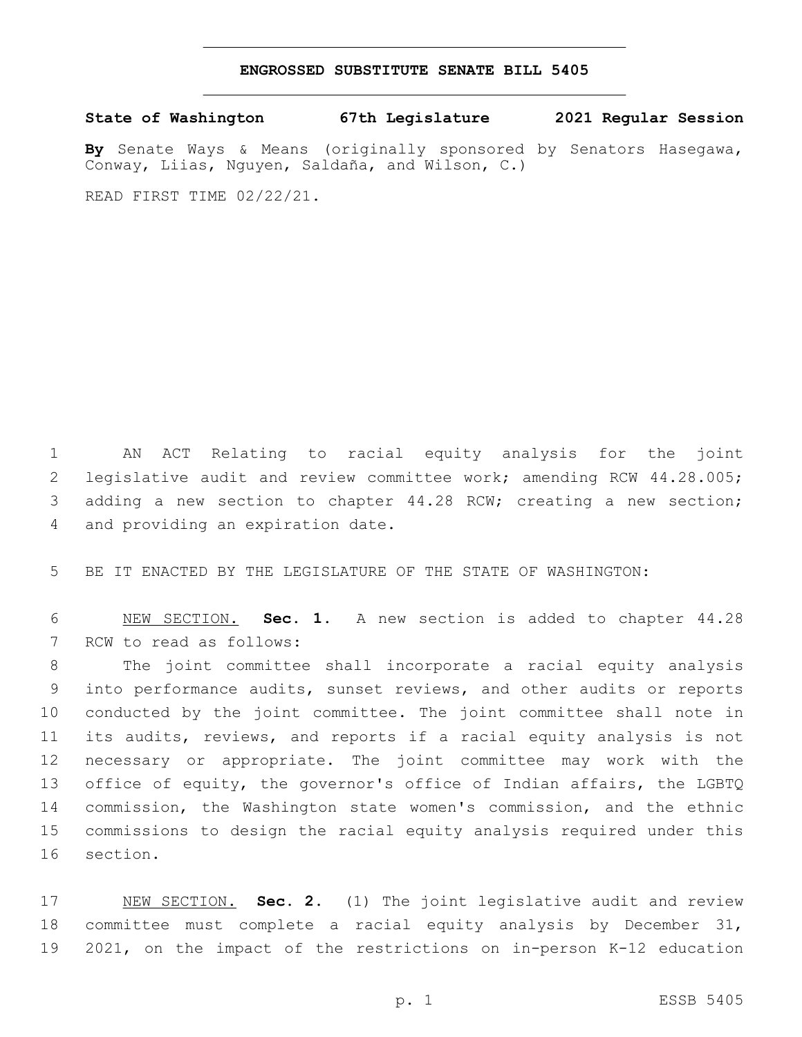# ENGROSSED SUBSTITUTE SENATE BILL 5405

**State of Washington 67th Legislature 2021 Regular Session**

**By** Senate Ways & Means (originally sponsored by Senators Hasegawa, Conway, Liias, Nguyen, Saldaña, and Wilson, C.)

READ FIRST TIME 02/22/21.

AN ACT Relating to racial equity analysis for the joint legislative audit and review committee work; amending RCW 44.28.005; adding a new section to chapter 44.28 RCW; creating a new section; and providing an expiration date.

BE IT ENACTED BY THE LEGISLATURE OF THE STATE OF WASHINGTON:

NEW SECTION. **Sec. 1.** A new section is added to chapter 44.28 RCW to read as follows:

The joint committee shall incorporate a racial equity analysis into performance audits, sunset reviews, and other audits or reports conducted by the joint committee. The joint committee shall note in its audits, reviews, and reports if a racial equity analysis is not necessary or appropriate. The joint committee may work with the office of equity, the governor's office of Indian affairs, the LGBTQ commission, the Washington state women's commission, and the ethnic commissions to design the racial equity analysis required under this section.

NEW SECTION. **Sec. 2.** (1) The joint legislative audit and review committee must complete a racial equity analysis by December 31, 2021, on the impact of the restrictions on in-person K-12 education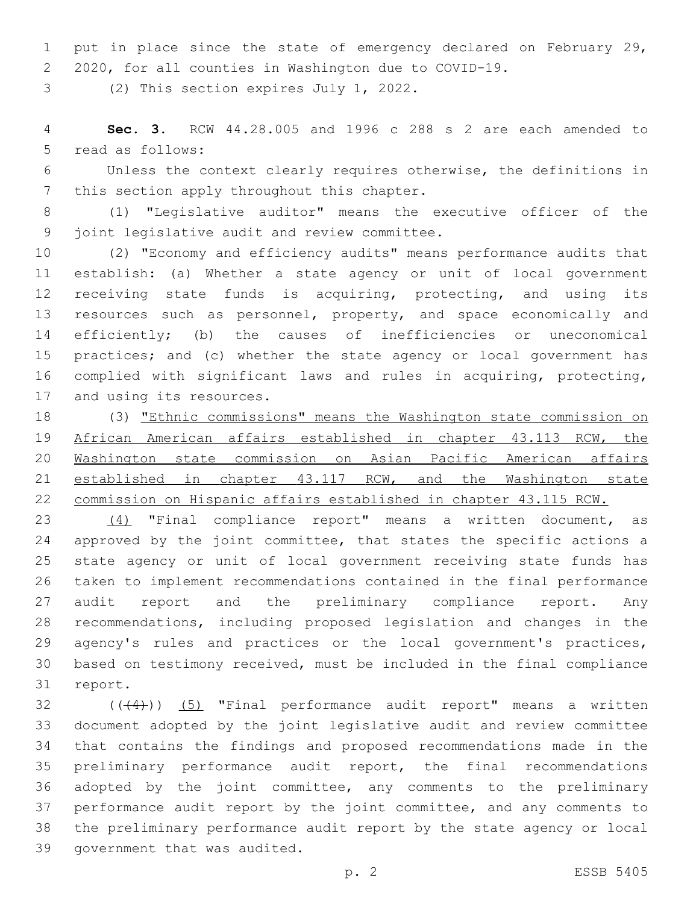put in place since the state of emergency declared on February 29, 2020, for all counties in Washington due to COVID-19.

(2) This section expires July 1, 2022.

**Sec. 3.** RCW 44.28.005 and 1996 c 288 s 2 are each amended to read as follows:

Unless the context clearly requires otherwise, the definitions in this section apply throughout this chapter.

(1) "Legislative auditor" means the executive officer of the joint legislative audit and review committee.

(2) "Economy and efficiency audits" means performance audits that establish: (a) Whether a state agency or unit of local government receiving state funds is acquiring, protecting, and using its resources such as personnel, property, and space economically and efficiently; (b) the causes of inefficiencies or uneconomical practices; and (c) whether the state agency or local government has complied with significant laws and rules in acquiring, protecting, and using its resources.

(3) <u>"Ethnic commissions" means the Washington state commission on African American affairs established in chapter 43.113 RCW, the Washington state commission on Asian Pacific American affairs established in chapter 43.117 RCW, and the Washington state commission on Hispanic affairs established in chapter 43.115 RCW.</u>

<u>(4)</u> "Final compliance report" means a written document, as approved by the joint committee, that states the specific actions a state agency or unit of local government receiving state funds has taken to implement recommendations contained in the final performance audit report and the preliminary compliance report. Any recommendations, including proposed legislation and changes in the agency's rules and practices or the local government's practices, based on testimony received, must be included in the final compliance report.

((~~(4)~~)) <u>(5)</u> "Final performance audit report" means a written document adopted by the joint legislative audit and review committee that contains the findings and proposed recommendations made in the preliminary performance audit report, the final recommendations adopted by the joint committee, any comments to the preliminary performance audit report by the joint committee, and any comments to the preliminary performance audit report by the state agency or local government that was audited.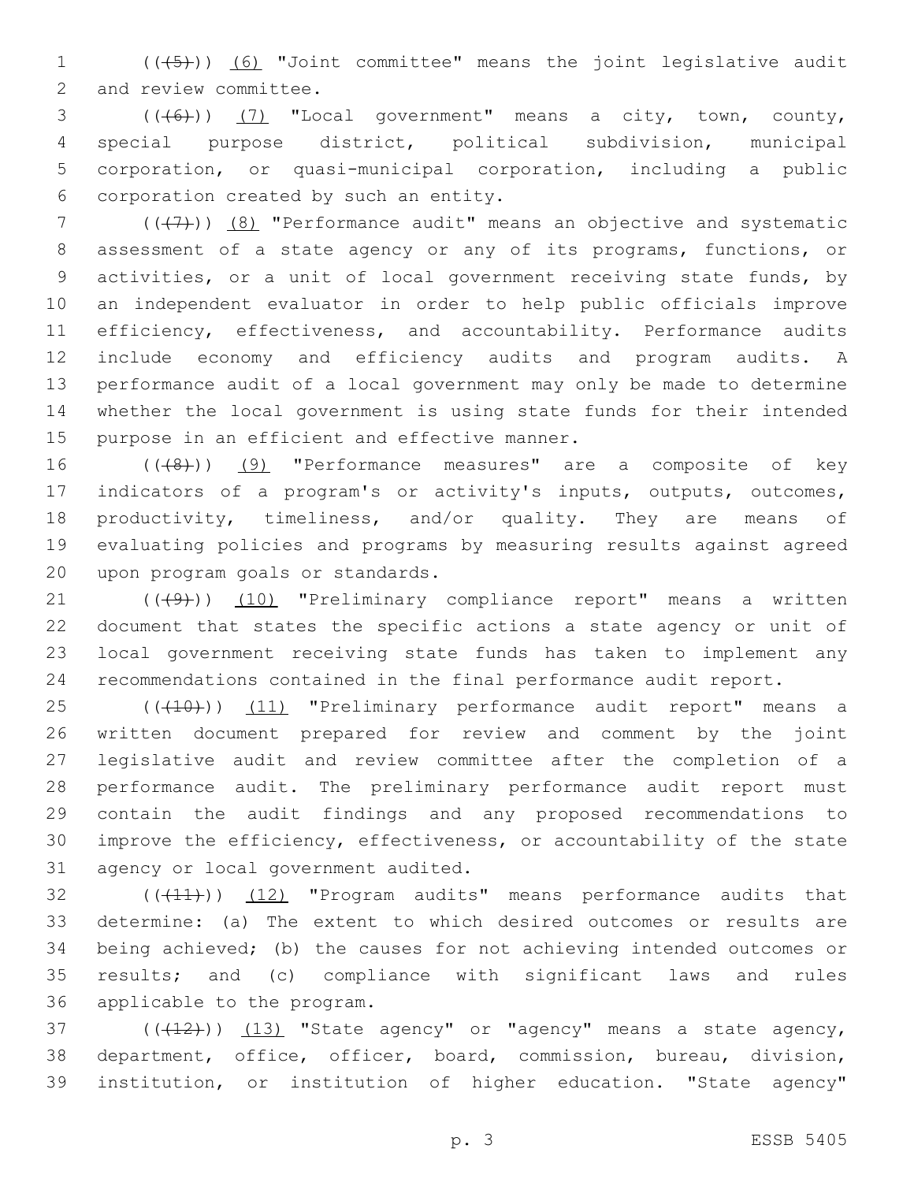(((5))) (6) "Joint committee" means the joint legislative audit and review committee.

(((6))) (7) "Local government" means a city, town, county, special purpose district, political subdivision, municipal corporation, or quasi-municipal corporation, including a public corporation created by such an entity.

(((7))) (8) "Performance audit" means an objective and systematic assessment of a state agency or any of its programs, functions, or activities, or a unit of local government receiving state funds, by an independent evaluator in order to help public officials improve efficiency, effectiveness, and accountability. Performance audits include economy and efficiency audits and program audits. A performance audit of a local government may only be made to determine whether the local government is using state funds for their intended purpose in an efficient and effective manner.

(((8))) (9) "Performance measures" are a composite of key indicators of a program's or activity's inputs, outputs, outcomes, productivity, timeliness, and/or quality. They are means of evaluating policies and programs by measuring results against agreed upon program goals or standards.

(((9))) (10) "Preliminary compliance report" means a written document that states the specific actions a state agency or unit of local government receiving state funds has taken to implement any recommendations contained in the final performance audit report.

(((10))) (11) "Preliminary performance audit report" means a written document prepared for review and comment by the joint legislative audit and review committee after the completion of a performance audit. The preliminary performance audit report must contain the audit findings and any proposed recommendations to improve the efficiency, effectiveness, or accountability of the state agency or local government audited.

(((11))) (12) "Program audits" means performance audits that determine: (a) The extent to which desired outcomes or results are being achieved; (b) the causes for not achieving intended outcomes or results; and (c) compliance with significant laws and rules applicable to the program.

(((12))) (13) "State agency" or "agency" means a state agency, department, office, officer, board, commission, bureau, division, institution, or institution of higher education. "State agency"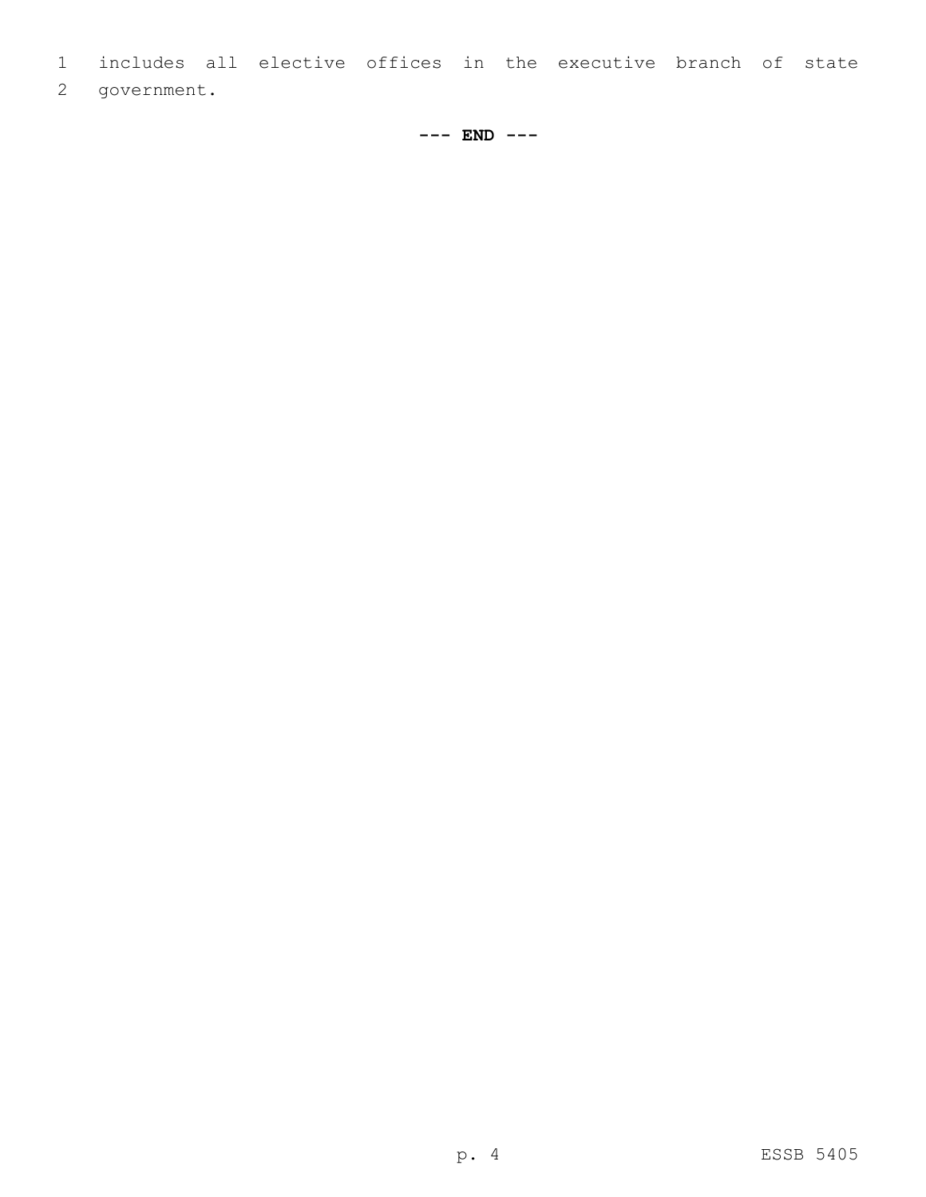includes all elective offices in the executive branch of state government.

--- END ---